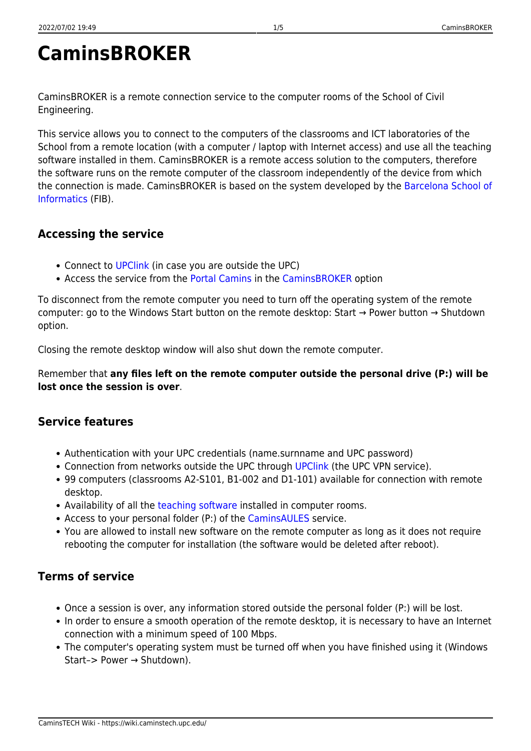# CaminsBROKER

CaminsBROKER is a remote connection service to the computer rooms of the School of Civil Engineering.

This service allows you to connect to the computers of the classrooms and ICT laboratories of the School from a remote location (with a computer / laptop with Internet access) and use all the teaching software installed in them. CaminsBROKER is a remote access solution to the computers, therefore the software runs on the remote computer of the classroom independently of the device from which the connection is made. CaminsBROKER is based on the system developed by the Barcelona School of Informatics (FIB).

## Accessing the service

- Connect to UPClink (in case you are outside the UPC)
- Access the service from the Portal Camins in the CaminsBROKER option

To disconnect from the remote computer you need to turn off the operating system of the remote computer: go to the Windows Start button on the remote desktop: Start → Power button → Shutdown option.

Closing the remote desktop window will also shut down the remote computer.

Remember that **any files left on the remote computer outside the personal drive (P:) will be lost once the session is over**.

## Service features

- Authentication with your UPC credentials (name.surname and UPC password)
- Connection from networks outside the UPC through UPClink (the UPC VPN service).
- 99 computers (classrooms A2-S101, B1-002 and D1-101) available for connection with remote desktop.
- Availability of all the teaching software installed in computer rooms.
- Access to your personal folder (P:) of the CaminsAULES service.
- You are allowed to install new software on the remote computer as long as it does not require rebooting the computer for installation (the software would be deleted after reboot).

## Terms of service

- Once a session is over, any information stored outside the personal folder (P:) will be lost.
- In order to ensure a smooth operation of the remote desktop, it is necessary to have an Internet connection with a minimum speed of 100 Mbps.
- The computer's operating system must be turned off when you have finished using it (Windows Start–> Power → Shutdown).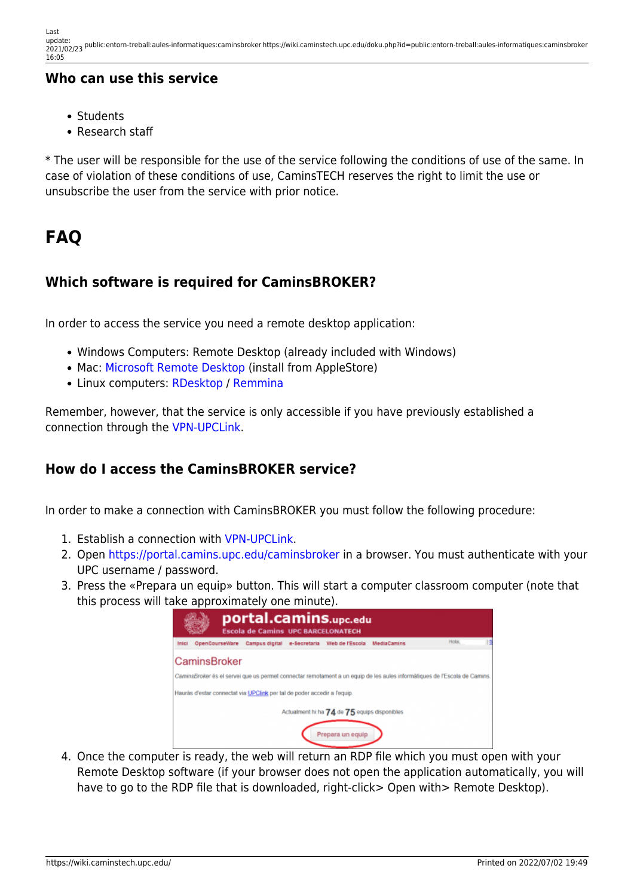### Who can use this service

- Students
- Research staff

* The user will be responsible for the use of the service following the conditions of use of the same. In case of violation of these conditions of use, CaminsTECH reserves the right to limit the use or unsubscribe the user from the service with prior notice.

## FAQ

### Which software is required for CaminsBROKER?

In order to access the service you need a remote desktop application:

- Windows Computers: Remote Desktop (already included with Windows)
- Mac: Microsoft Remote Desktop (install from AppleStore)
- Linux computers: RDesktop / Remmina

Remember, however, that the service is only accessible if you have previously established a connection through the VPN-UPCLink.

### How do I access the CaminsBROKER service?

In order to make a connection with CaminsBROKER you must follow the following procedure:

1. Establish a connection with VPN-UPCLink.
2. Open https://portal.camins.upc.edu/caminsbroker in a browser. You must authenticate with your UPC username / password.
3. Press the «Prepara un equip» button. This will start a computer classroom computer (note that this process will take approximately one minute).
4. Once the computer is ready, the web will return an RDP file which you must open with your Remote Desktop software (if your browser does not open the application automatically, you will have to go to the RDP file that is downloaded, right-click> Open with> Remote Desktop).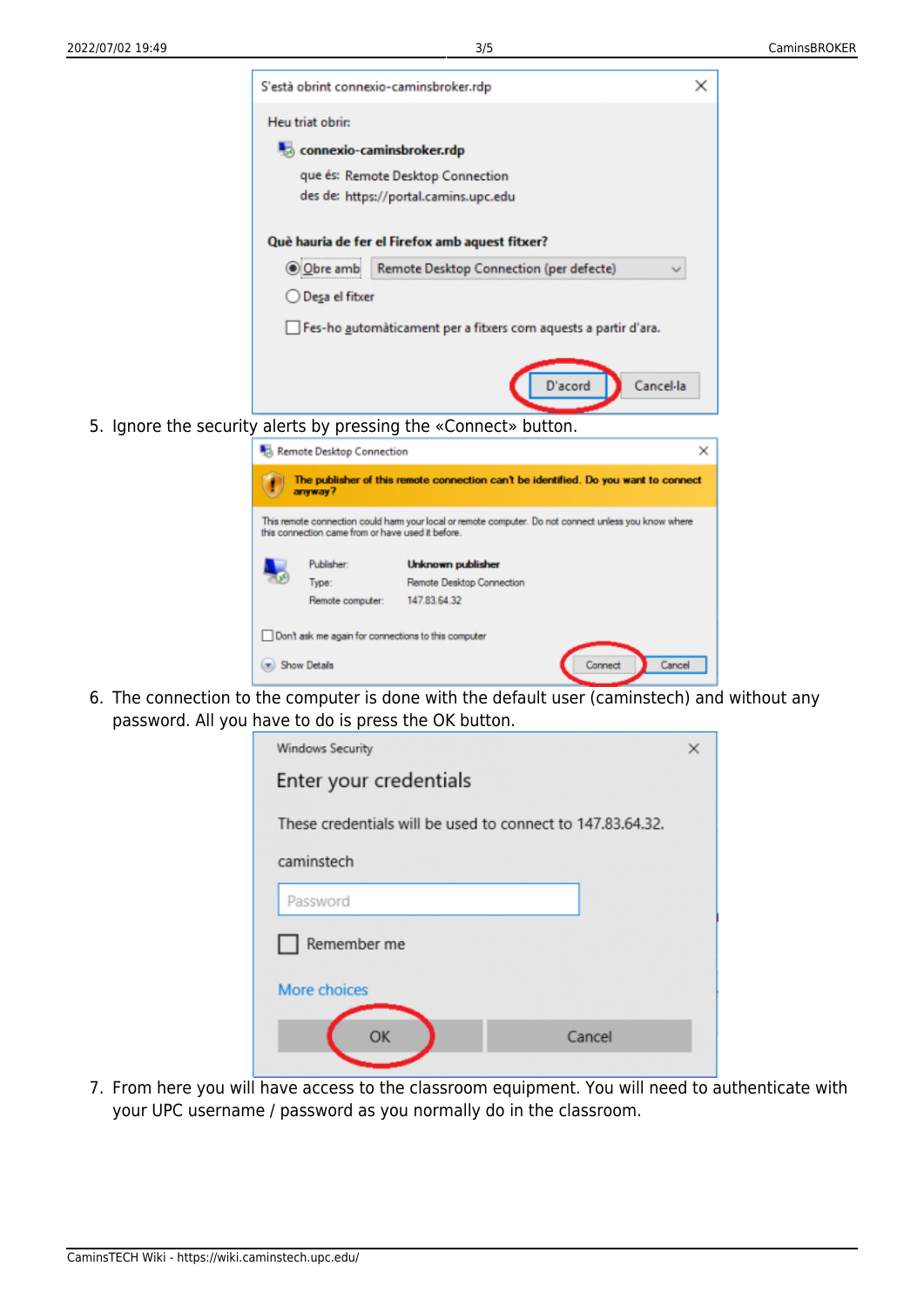5. Ignore the security alerts by pressing the «Connect» button.

6. The connection to the computer is done with the default user (caminstech) and without any password. All you have to do is press the OK button.

7. From here you will have access to the classroom equipment. You will need to authenticate with your UPC username / password as you normally do in the classroom.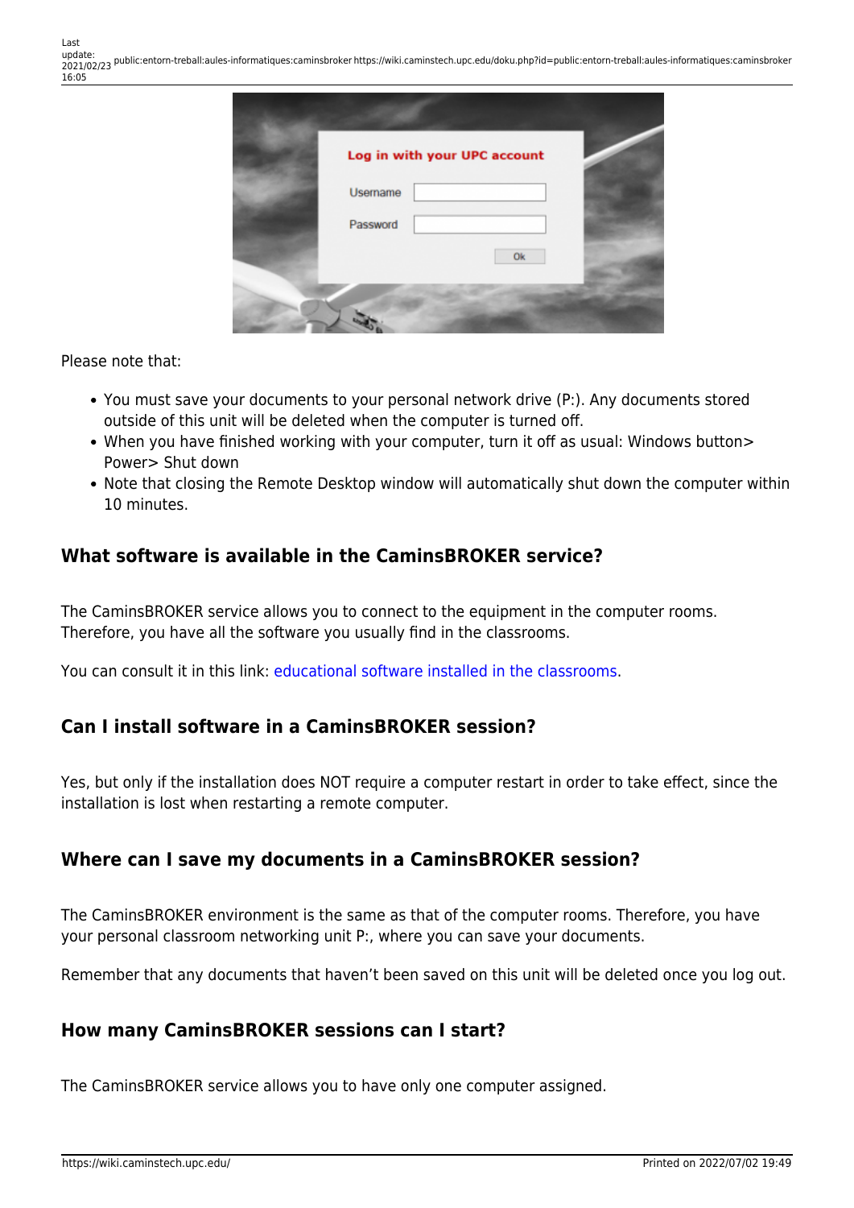Please note that:

- You must save your documents to your personal network drive (P:). Any documents stored outside of this unit will be deleted when the computer is turned off.
- When you have finished working with your computer, turn it off as usual: Windows button> Power> Shut down
- Note that closing the Remote Desktop window will automatically shut down the computer within 10 minutes.

### What software is available in the CaminsBROKER service?

The CaminsBROKER service allows you to connect to the equipment in the computer rooms. Therefore, you have all the software you usually find in the classrooms.

You can consult it in this link: educational software installed in the classrooms.

### Can I install software in a CaminsBROKER session?

Yes, but only if the installation does NOT require a computer restart in order to take effect, since the installation is lost when restarting a remote computer.

### Where can I save my documents in a CaminsBROKER session?

The CaminsBROKER environment is the same as that of the computer rooms. Therefore, you have your personal classroom networking unit P:, where you can save your documents.

Remember that any documents that haven't been saved on this unit will be deleted once you log out.

### How many CaminsBROKER sessions can I start?

The CaminsBROKER service allows you to have only one computer assigned.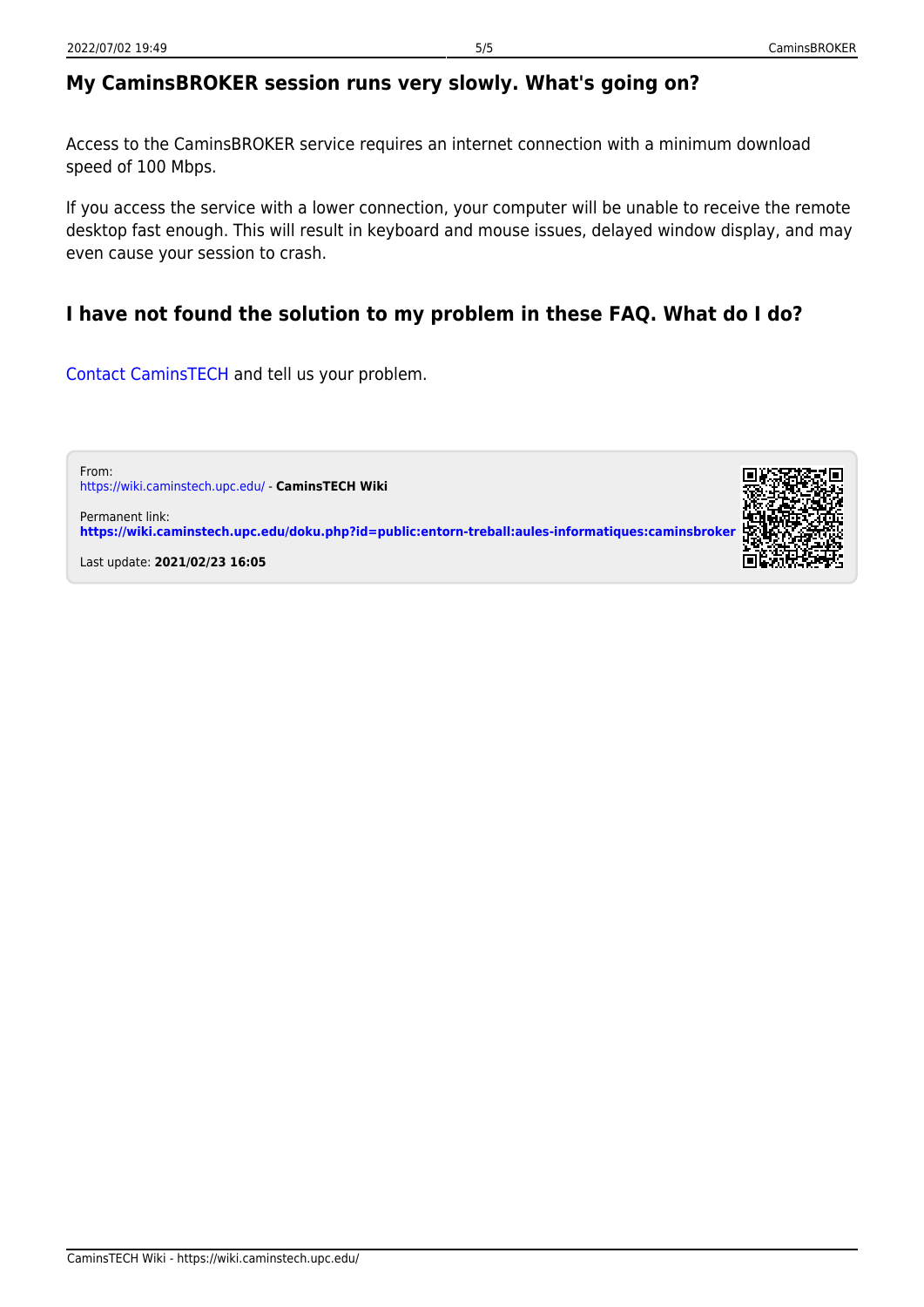## My CaminsBROKER session runs very slowly. What's going on?

Access to the CaminsBROKER service requires an internet connection with a minimum download speed of 100 Mbps.

If you access the service with a lower connection, your computer will be unable to receive the remote desktop fast enough. This will result in keyboard and mouse issues, delayed window display, and may even cause your session to crash.

## I have not found the solution to my problem in these FAQ. What do I do?

Contact CaminsTECH and tell us your problem.

From:
https://wiki.caminstech.upc.edu/ - **CaminsTECH Wiki**

Permanent link:
**https://wiki.caminstech.upc.edu/doku.php?id=public:entorn-treball:aules-informatiques:caminsbroker**

Last update: **2021/02/23 16:05**